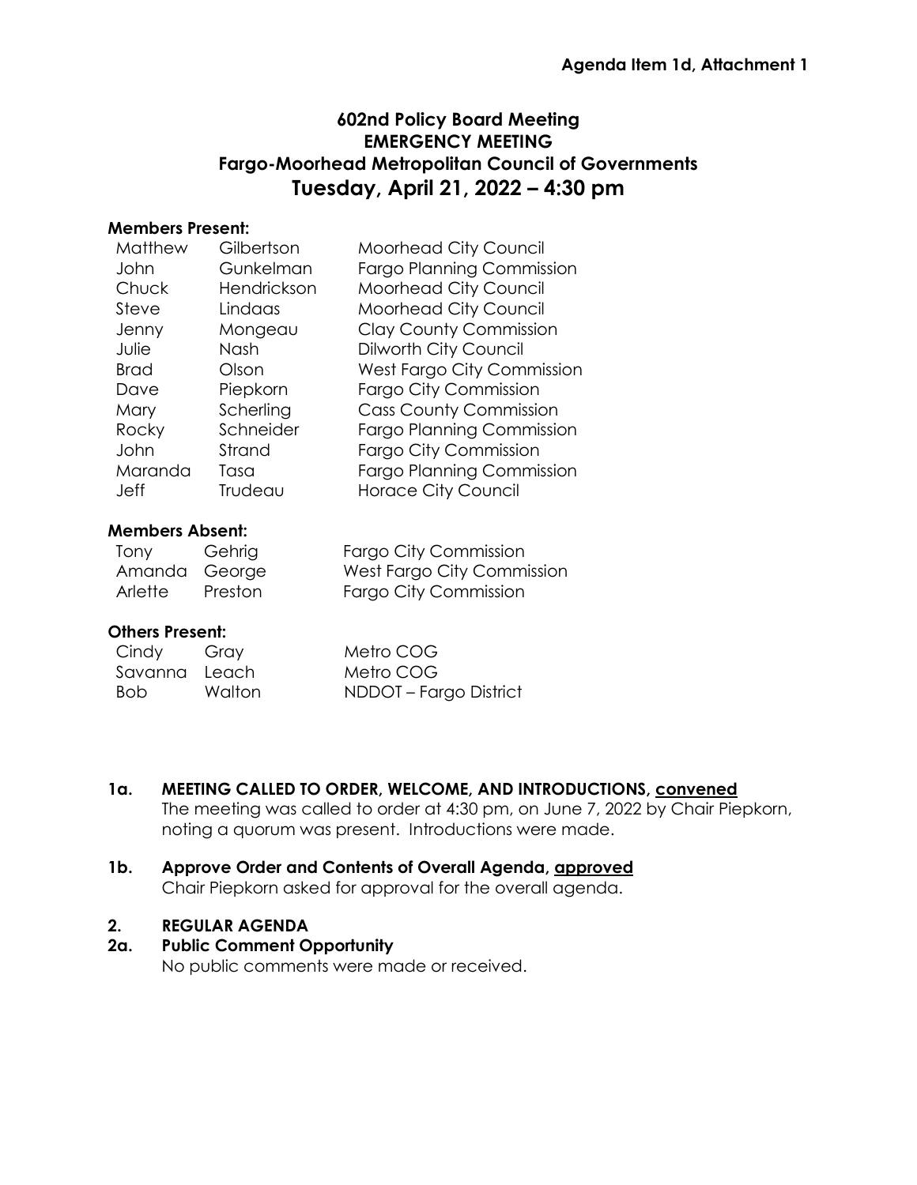**Agenda Item 1d, Attachment 1**

# 602nd Policy Board Meeting
## EMERGENCY MEETING
## Fargo-Moorhead Metropolitan Council of Governments
## Tuesday, April 21, 2022 – 4:30 pm

**Members Present:**

| | | |
|---|---|---|
| Matthew | Gilbertson | Moorhead City Council |
| John | Gunkelman | Fargo Planning Commission |
| Chuck | Hendrickson | Moorhead City Council |
| Steve | Lindaas | Moorhead City Council |
| Jenny | Mongeau | Clay County Commission |
| Julie | Nash | Dilworth City Council |
| Brad | Olson | West Fargo City Commission |
| Dave | Piepkorn | Fargo City Commission |
| Mary | Scherling | Cass County Commission |
| Rocky | Schneider | Fargo Planning Commission |
| John | Strand | Fargo City Commission |
| Maranda | Tasa | Fargo Planning Commission |
| Jeff | Trudeau | Horace City Council |

**Members Absent:**

| | | |
|---|---|---|
| Tony | Gehrig | Fargo City Commission |
| Amanda | George | West Fargo City Commission |
| Arlette | Preston | Fargo City Commission |

**Others Present:**

| | | |
|---|---|---|
| Cindy | Gray | Metro COG |
| Savanna | Leach | Metro COG |
| Bob | Walton | NDDOT – Fargo District |

**1a. MEETING CALLED TO ORDER, WELCOME, AND INTRODUCTIONS, convened**

The meeting was called to order at 4:30 pm, on June 7, 2022 by Chair Piepkorn, noting a quorum was present. Introductions were made.

**1b. Approve Order and Contents of Overall Agenda, approved**

Chair Piepkorn asked for approval for the overall agenda.

**2. REGULAR AGENDA**

**2a. Public Comment Opportunity**

No public comments were made or received.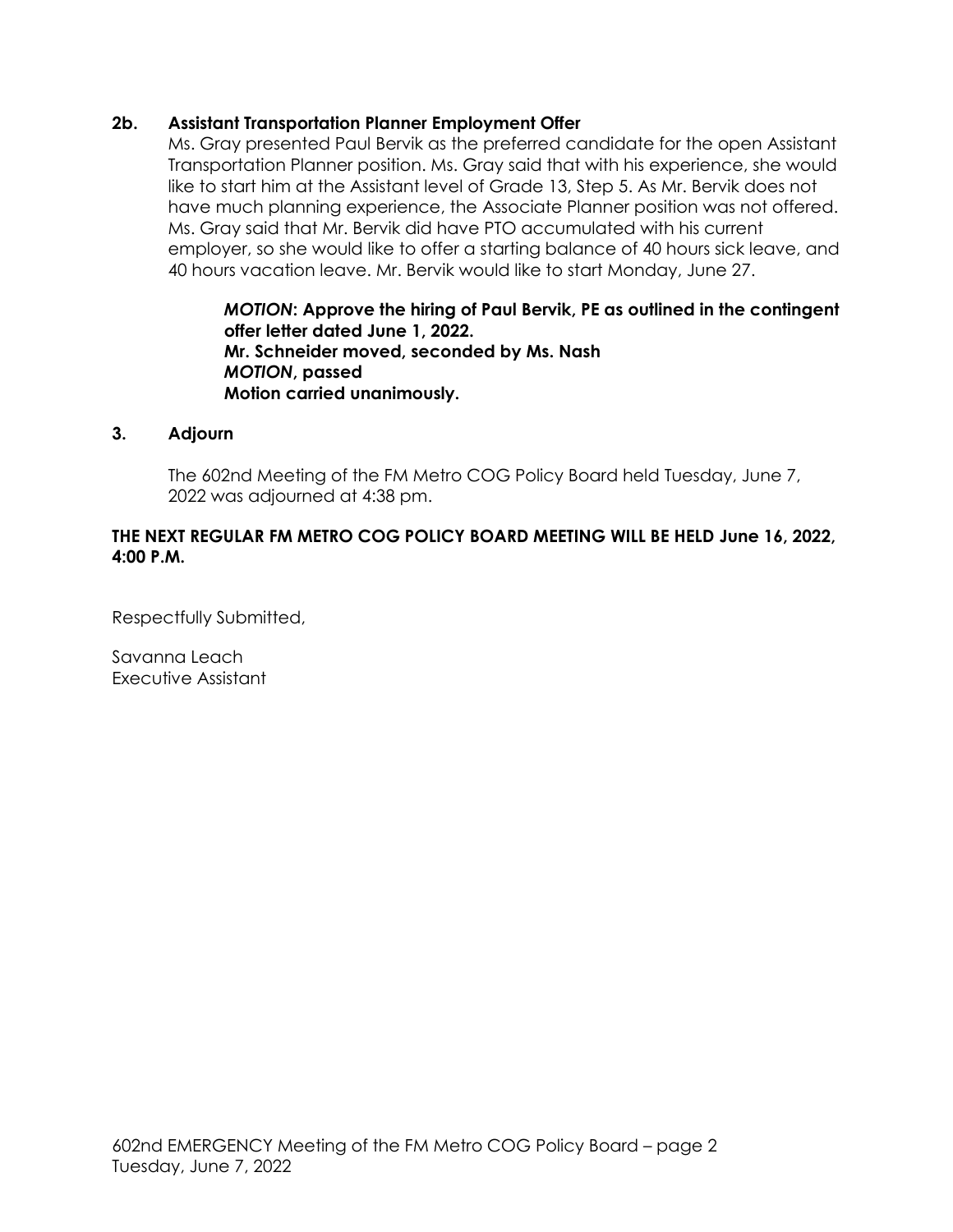**2b. Assistant Transportation Planner Employment Offer**

Ms. Gray presented Paul Bervik as the preferred candidate for the open Assistant Transportation Planner position. Ms. Gray said that with his experience, she would like to start him at the Assistant level of Grade 13, Step 5. As Mr. Bervik does not have much planning experience, the Associate Planner position was not offered. Ms. Gray said that Mr. Bervik did have PTO accumulated with his current employer, so she would like to offer a starting balance of 40 hours sick leave, and 40 hours vacation leave. Mr. Bervik would like to start Monday, June 27.

> ***MOTION*: Approve the hiring of Paul Bervik, PE as outlined in the contingent offer letter dated June 1, 2022.**
> **Mr. Schneider moved, seconded by Ms. Nash**
> ***MOTION*, passed**
> **Motion carried unanimously.**

**3. Adjourn**

The 602nd Meeting of the FM Metro COG Policy Board held Tuesday, June 7, 2022 was adjourned at 4:38 pm.

**THE NEXT REGULAR FM METRO COG POLICY BOARD MEETING WILL BE HELD June 16, 2022, 4:00 P.M.**

Respectfully Submitted,

Savanna Leach
Executive Assistant